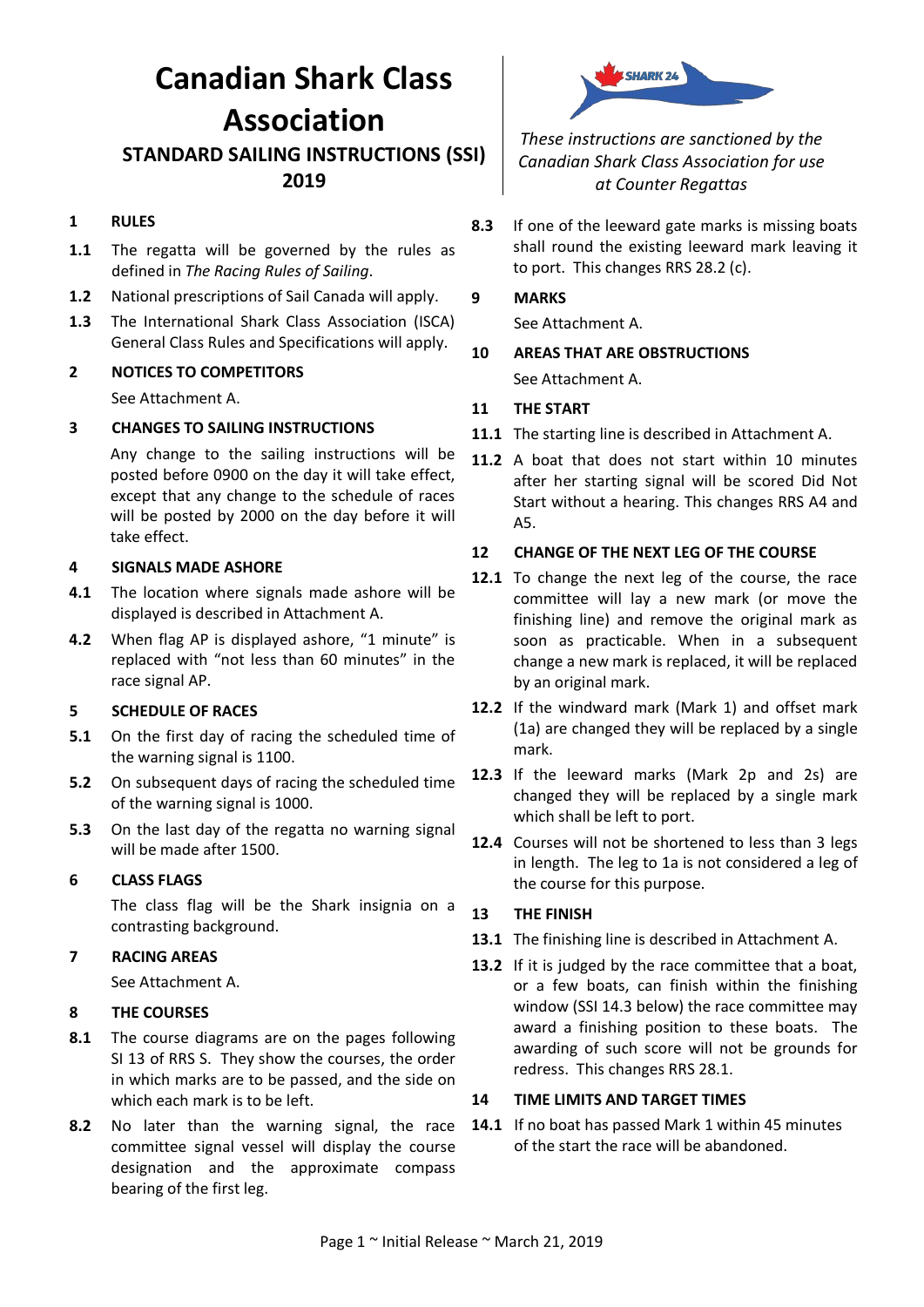# Canadian Shark Class Association

## STANDARD SAILING INSTRUCTIONS (SSI) 2019

*These instructions are sanctioned by the Canadian Shark Class Association for use at Counter Regattas*

### 1 RULES

**1.1** The regatta will be governed by the rules as defined in *The Racing Rules of Sailing*.

**1.2** National prescriptions of Sail Canada will apply.

**1.3** The International Shark Class Association (ISCA) General Class Rules and Specifications will apply.

### 2 NOTICES TO COMPETITORS

See Attachment A.

### 3 CHANGES TO SAILING INSTRUCTIONS

Any change to the sailing instructions will be posted before 0900 on the day it will take effect, except that any change to the schedule of races will be posted by 2000 on the day before it will take effect.

### 4 SIGNALS MADE ASHORE

**4.1** The location where signals made ashore will be displayed is described in Attachment A.

**4.2** When flag AP is displayed ashore, "1 minute" is replaced with "not less than 60 minutes" in the race signal AP.

### 5 SCHEDULE OF RACES

**5.1** On the first day of racing the scheduled time of the warning signal is 1100.

**5.2** On subsequent days of racing the scheduled time of the warning signal is 1000.

**5.3** On the last day of the regatta no warning signal will be made after 1500.

### 6 CLASS FLAGS

The class flag will be the Shark insignia on a contrasting background.

### 7 RACING AREAS

See Attachment A.

### 8 THE COURSES

**8.1** The course diagrams are on the pages following SI 13 of RRS S. They show the courses, the order in which marks are to be passed, and the side on which each mark is to be left.

**8.2** No later than the warning signal, the race committee signal vessel will display the course designation and the approximate compass bearing of the first leg.

**8.3** If one of the leeward gate marks is missing boats shall round the existing leeward mark leaving it to port. This changes RRS 28.2 (c).

### 9 MARKS

See Attachment A.

### 10 AREAS THAT ARE OBSTRUCTIONS

See Attachment A.

### 11 THE START

**11.1** The starting line is described in Attachment A.

**11.2** A boat that does not start within 10 minutes after her starting signal will be scored Did Not Start without a hearing. This changes RRS A4 and A5.

### 12 CHANGE OF THE NEXT LEG OF THE COURSE

**12.1** To change the next leg of the course, the race committee will lay a new mark (or move the finishing line) and remove the original mark as soon as practicable. When in a subsequent change a new mark is replaced, it will be replaced by an original mark.

**12.2** If the windward mark (Mark 1) and offset mark (1a) are changed they will be replaced by a single mark.

**12.3** If the leeward marks (Mark 2p and 2s) are changed they will be replaced by a single mark which shall be left to port.

**12.4** Courses will not be shortened to less than 3 legs in length. The leg to 1a is not considered a leg of the course for this purpose.

### 13 THE FINISH

**13.1** The finishing line is described in Attachment A.

**13.2** If it is judged by the race committee that a boat, or a few boats, can finish within the finishing window (SSI 14.3 below) the race committee may award a finishing position to these boats. The awarding of such score will not be grounds for redress. This changes RRS 28.1.

### 14 TIME LIMITS AND TARGET TIMES

**14.1** If no boat has passed Mark 1 within 45 minutes of the start the race will be abandoned.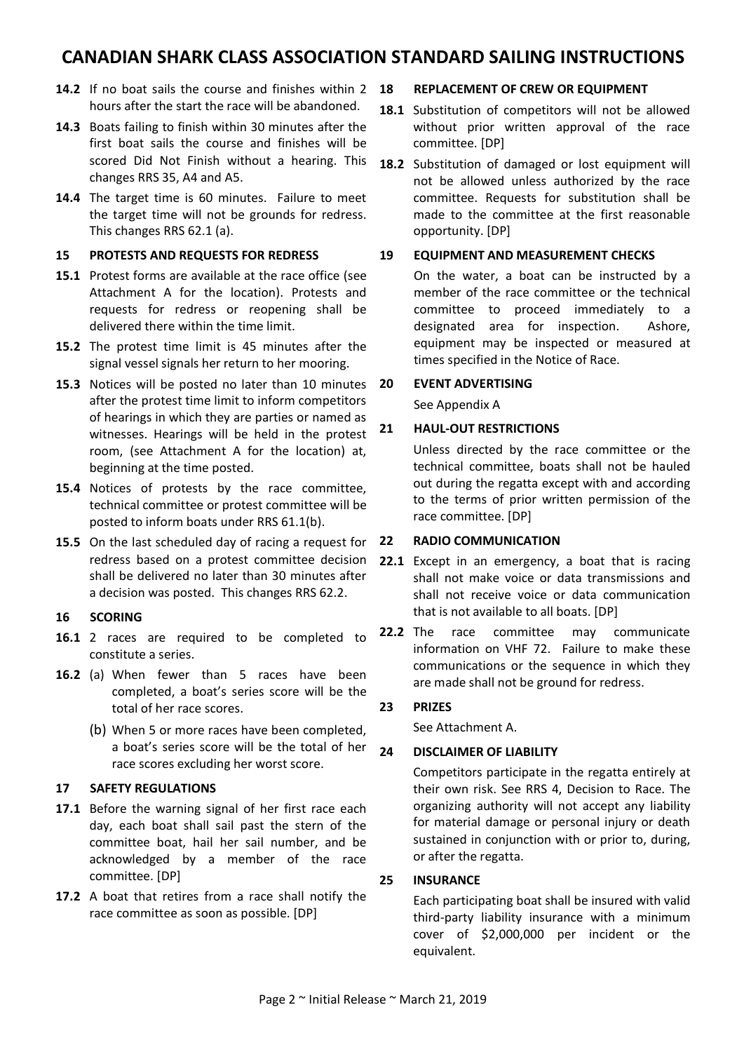**14.2** If no boat sails the course and finishes within 2 hours after the start the race will be abandoned.

**14.3** Boats failing to finish within 30 minutes after the first boat sails the course and finishes will be scored Did Not Finish without a hearing. This changes RRS 35, A4 and A5.

**14.4** The target time is 60 minutes. Failure to meet the target time will not be grounds for redress. This changes RRS 62.1 (a).

## 15 PROTESTS AND REQUESTS FOR REDRESS

**15.1** Protest forms are available at the race office (see Attachment A for the location). Protests and requests for redress or reopening shall be delivered there within the time limit.

**15.2** The protest time limit is 45 minutes after the signal vessel signals her return to her mooring.

**15.3** Notices will be posted no later than 10 minutes after the protest time limit to inform competitors of hearings in which they are parties or named as witnesses. Hearings will be held in the protest room, (see Attachment A for the location) at, beginning at the time posted.

**15.4** Notices of protests by the race committee, technical committee or protest committee will be posted to inform boats under RRS 61.1(b).

**15.5** On the last scheduled day of racing a request for redress based on a protest committee decision shall be delivered no later than 30 minutes after a decision was posted. This changes RRS 62.2.

## 16 SCORING

**16.1** 2 races are required to be completed to constitute a series.

**16.2** (a) When fewer than 5 races have been completed, a boat's series score will be the total of her race scores.

(b) When 5 or more races have been completed, a boat's series score will be the total of her race scores excluding her worst score.

## 17 SAFETY REGULATIONS

**17.1** Before the warning signal of her first race each day, each boat shall sail past the stern of the committee boat, hail her sail number, and be acknowledged by a member of the race committee. [DP]

**17.2** A boat that retires from a race shall notify the race committee as soon as possible. [DP]

## 18 REPLACEMENT OF CREW OR EQUIPMENT

**18.1** Substitution of competitors will not be allowed without prior written approval of the race committee. [DP]

**18.2** Substitution of damaged or lost equipment will not be allowed unless authorized by the race committee. Requests for substitution shall be made to the committee at the first reasonable opportunity. [DP]

## 19 EQUIPMENT AND MEASUREMENT CHECKS

On the water, a boat can be instructed by a member of the race committee or the technical committee to proceed immediately to a designated area for inspection. Ashore, equipment may be inspected or measured at times specified in the Notice of Race.

## 20 EVENT ADVERTISING

See Appendix A

## 21 HAUL-OUT RESTRICTIONS

Unless directed by the race committee or the technical committee, boats shall not be hauled out during the regatta except with and according to the terms of prior written permission of the race committee. [DP]

## 22 RADIO COMMUNICATION

**22.1** Except in an emergency, a boat that is racing shall not make voice or data transmissions and shall not receive voice or data communication that is not available to all boats. [DP]

**22.2** The race committee may communicate information on VHF 72. Failure to make these communications or the sequence in which they are made shall not be ground for redress.

## 23 PRIZES

See Attachment A.

## 24 DISCLAIMER OF LIABILITY

Competitors participate in the regatta entirely at their own risk. See RRS 4, Decision to Race. The organizing authority will not accept any liability for material damage or personal injury or death sustained in conjunction with or prior to, during, or after the regatta.

## 25 INSURANCE

Each participating boat shall be insured with valid third-party liability insurance with a minimum cover of $2,000,000 per incident or the equivalent.